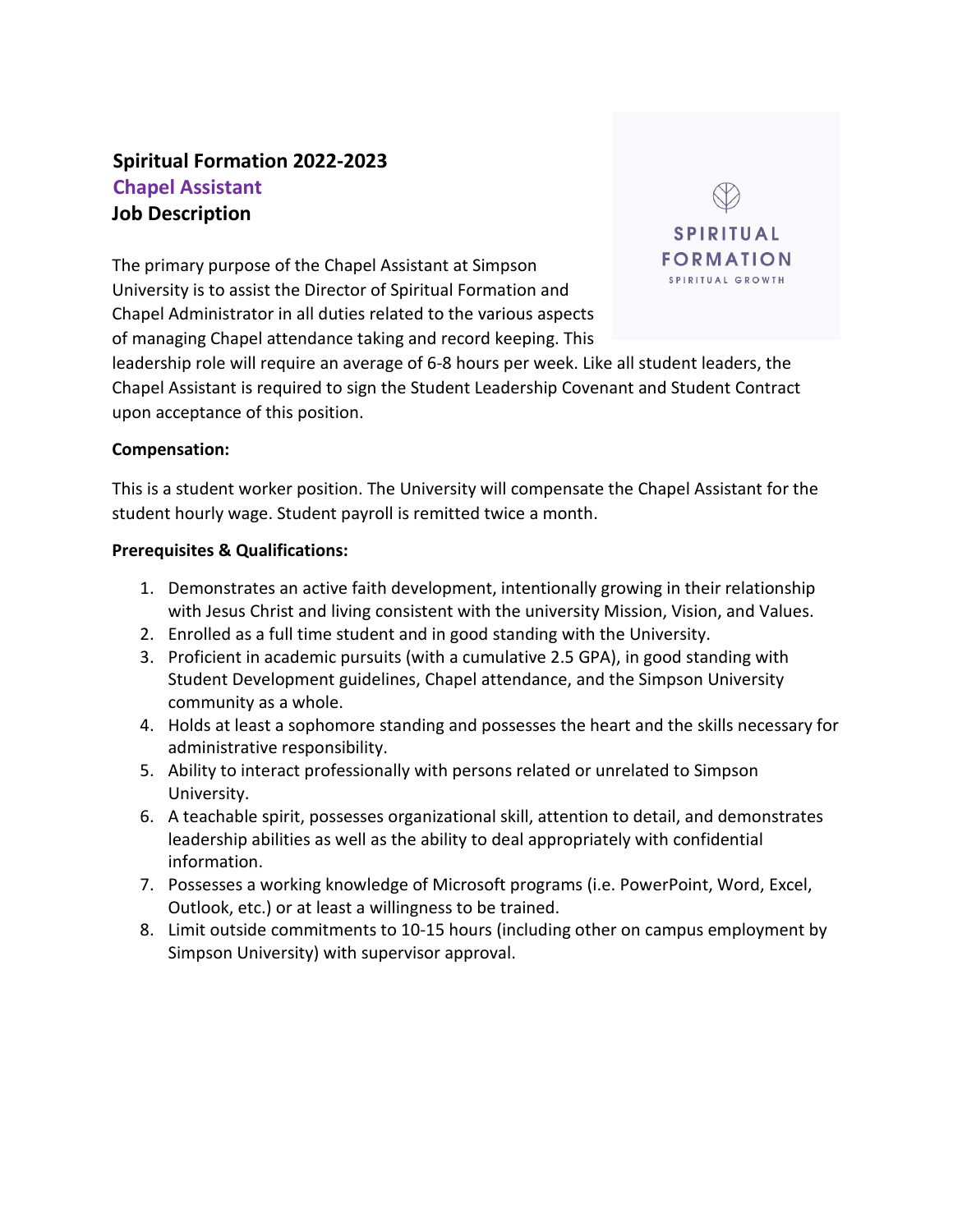**Spiritual Formation 2022-2023**
**Chapel Assistant**
**Job Description**

SPIRITUAL FORMATION
SPIRITUAL GROWTH

The primary purpose of the Chapel Assistant at Simpson University is to assist the Director of Spiritual Formation and Chapel Administrator in all duties related to the various aspects of managing Chapel attendance taking and record keeping. This leadership role will require an average of 6-8 hours per week. Like all student leaders, the Chapel Assistant is required to sign the Student Leadership Covenant and Student Contract upon acceptance of this position.

**Compensation:**

This is a student worker position. The University will compensate the Chapel Assistant for the student hourly wage. Student payroll is remitted twice a month.

**Prerequisites & Qualifications:**

1. Demonstrates an active faith development, intentionally growing in their relationship with Jesus Christ and living consistent with the university Mission, Vision, and Values.
2. Enrolled as a full time student and in good standing with the University.
3. Proficient in academic pursuits (with a cumulative 2.5 GPA), in good standing with Student Development guidelines, Chapel attendance, and the Simpson University community as a whole.
4. Holds at least a sophomore standing and possesses the heart and the skills necessary for administrative responsibility.
5. Ability to interact professionally with persons related or unrelated to Simpson University.
6. A teachable spirit, possesses organizational skill, attention to detail, and demonstrates leadership abilities as well as the ability to deal appropriately with confidential information.
7. Possesses a working knowledge of Microsoft programs (i.e. PowerPoint, Word, Excel, Outlook, etc.) or at least a willingness to be trained.
8. Limit outside commitments to 10-15 hours (including other on campus employment by Simpson University) with supervisor approval.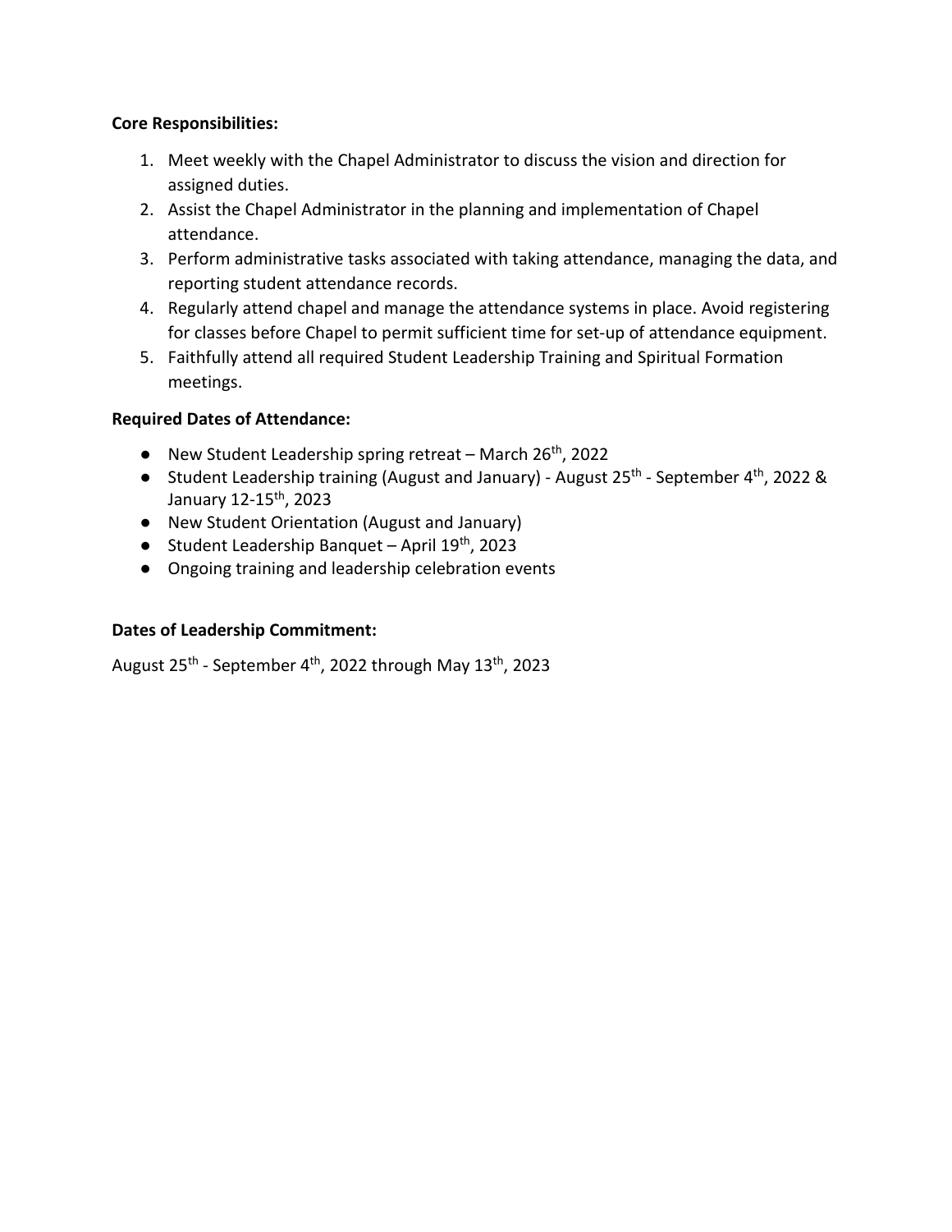**Core Responsibilities:**

1. Meet weekly with the Chapel Administrator to discuss the vision and direction for assigned duties.
2. Assist the Chapel Administrator in the planning and implementation of Chapel attendance.
3. Perform administrative tasks associated with taking attendance, managing the data, and reporting student attendance records.
4. Regularly attend chapel and manage the attendance systems in place. Avoid registering for classes before Chapel to permit sufficient time for set-up of attendance equipment.
5. Faithfully attend all required Student Leadership Training and Spiritual Formation meetings.

**Required Dates of Attendance:**

- New Student Leadership spring retreat – March 26th, 2022
- Student Leadership training (August and January) - August 25th - September 4th, 2022 & January 12-15th, 2023
- New Student Orientation (August and January)
- Student Leadership Banquet – April 19th, 2023
- Ongoing training and leadership celebration events

**Dates of Leadership Commitment:**

August 25th - September 4th, 2022 through May 13th, 2023